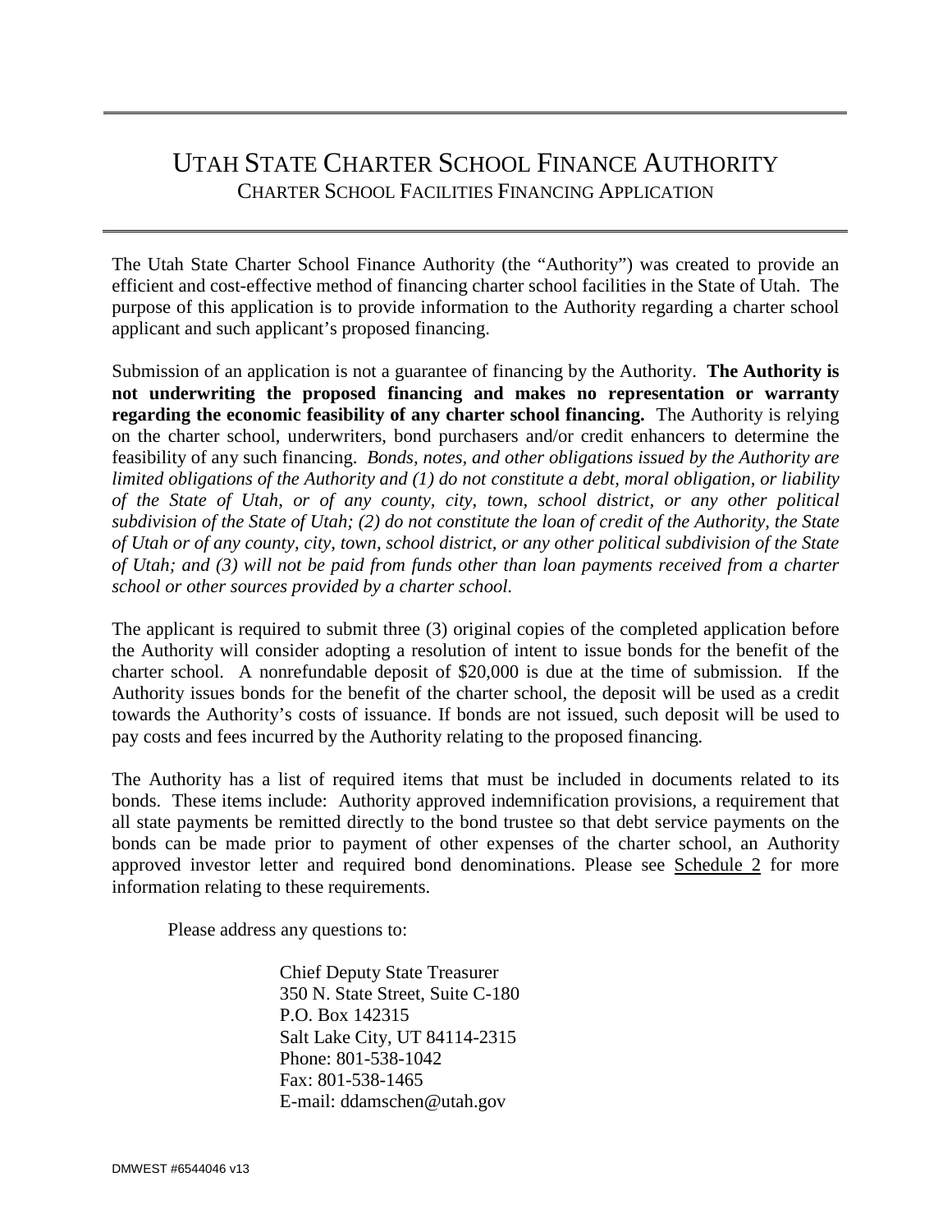# UTAH STATE CHARTER SCHOOL FINANCE AUTHORITY

## CHARTER SCHOOL FACILITIES FINANCING APPLICATION

The Utah State Charter School Finance Authority (the "Authority") was created to provide an efficient and cost-effective method of financing charter school facilities in the State of Utah. The purpose of this application is to provide information to the Authority regarding a charter school applicant and such applicant's proposed financing.

Submission of an application is not a guarantee of financing by the Authority. **The Authority is not underwriting the proposed financing and makes no representation or warranty regarding the economic feasibility of any charter school financing.** The Authority is relying on the charter school, underwriters, bond purchasers and/or credit enhancers to determine the feasibility of any such financing. *Bonds, notes, and other obligations issued by the Authority are limited obligations of the Authority and (1) do not constitute a debt, moral obligation, or liability of the State of Utah, or of any county, city, town, school district, or any other political subdivision of the State of Utah; (2) do not constitute the loan of credit of the Authority, the State of Utah or of any county, city, town, school district, or any other political subdivision of the State of Utah; and (3) will not be paid from funds other than loan payments received from a charter school or other sources provided by a charter school.*

The applicant is required to submit three (3) original copies of the completed application before the Authority will consider adopting a resolution of intent to issue bonds for the benefit of the charter school. A nonrefundable deposit of $20,000 is due at the time of submission. If the Authority issues bonds for the benefit of the charter school, the deposit will be used as a credit towards the Authority's costs of issuance. If bonds are not issued, such deposit will be used to pay costs and fees incurred by the Authority relating to the proposed financing.

The Authority has a list of required items that must be included in documents related to its bonds. These items include: Authority approved indemnification provisions, a requirement that all state payments be remitted directly to the bond trustee so that debt service payments on the bonds can be made prior to payment of other expenses of the charter school, an Authority approved investor letter and required bond denominations. Please see Schedule 2 for more information relating to these requirements.

Please address any questions to:

Chief Deputy State Treasurer
350 N. State Street, Suite C-180
P.O. Box 142315
Salt Lake City, UT 84114-2315
Phone: 801-538-1042
Fax: 801-538-1465
E-mail: ddamschen@utah.gov

DMWEST #6544046 v13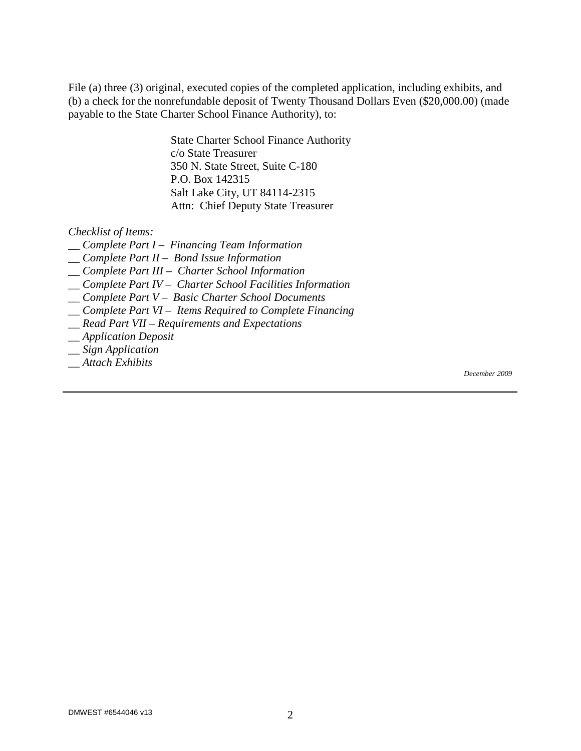File (a) three (3) original, executed copies of the completed application, including exhibits, and (b) a check for the nonrefundable deposit of Twenty Thousand Dollars Even ($20,000.00) (made payable to the State Charter School Finance Authority), to:

State Charter School Finance Authority
c/o State Treasurer
350 N. State Street, Suite C-180
P.O. Box 142315
Salt Lake City, UT 84114-2315
Attn: Chief Deputy State Treasurer

*Checklist of Items:*

*__ Complete Part I – Financing Team Information*
*__ Complete Part II – Bond Issue Information*
*__ Complete Part III – Charter School Information*
*__ Complete Part IV – Charter School Facilities Information*
*__ Complete Part V – Basic Charter School Documents*
*__ Complete Part VI – Items Required to Complete Financing*
*__ Read Part VII – Requirements and Expectations*
*__ Application Deposit*
*__ Sign Application*
*__ Attach Exhibits*

*December 2009*

---

DMWEST #6544046 v13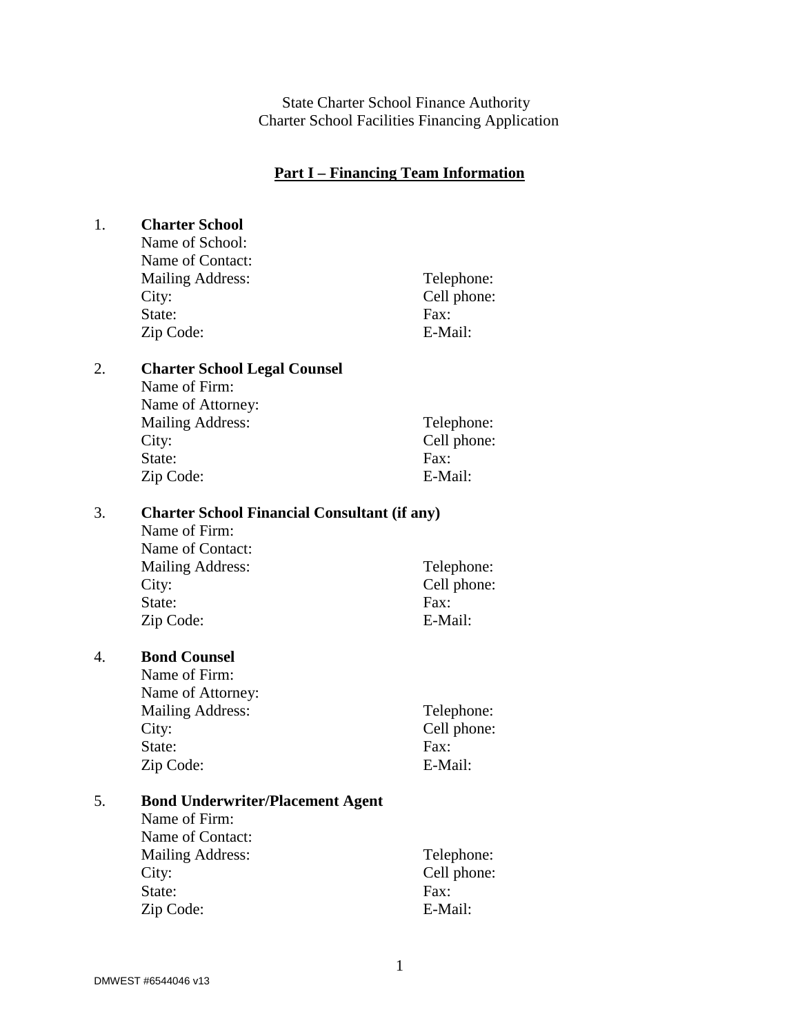State Charter School Finance Authority
Charter School Facilities Financing Application

## Part I – Financing Team Information

1. **Charter School**

| | |
|---|---|
| Name of School: | |
| Name of Contact: | |
| Mailing Address: | Telephone: |
| City: | Cell phone: |
| State: | Fax: |
| Zip Code: | E-Mail: |

2. **Charter School Legal Counsel**

| | |
|---|---|
| Name of Firm: | |
| Name of Attorney: | |
| Mailing Address: | Telephone: |
| City: | Cell phone: |
| State: | Fax: |
| Zip Code: | E-Mail: |

3. **Charter School Financial Consultant (if any)**

| | |
|---|---|
| Name of Firm: | |
| Name of Contact: | |
| Mailing Address: | Telephone: |
| City: | Cell phone: |
| State: | Fax: |
| Zip Code: | E-Mail: |

4. **Bond Counsel**

| | |
|---|---|
| Name of Firm: | |
| Name of Attorney: | |
| Mailing Address: | Telephone: |
| City: | Cell phone: |
| State: | Fax: |
| Zip Code: | E-Mail: |

5. **Bond Underwriter/Placement Agent**

| | |
|---|---|
| Name of Firm: | |
| Name of Contact: | |
| Mailing Address: | Telephone: |
| City: | Cell phone: |
| State: | Fax: |
| Zip Code: | E-Mail: |

DMWEST #6544046 v13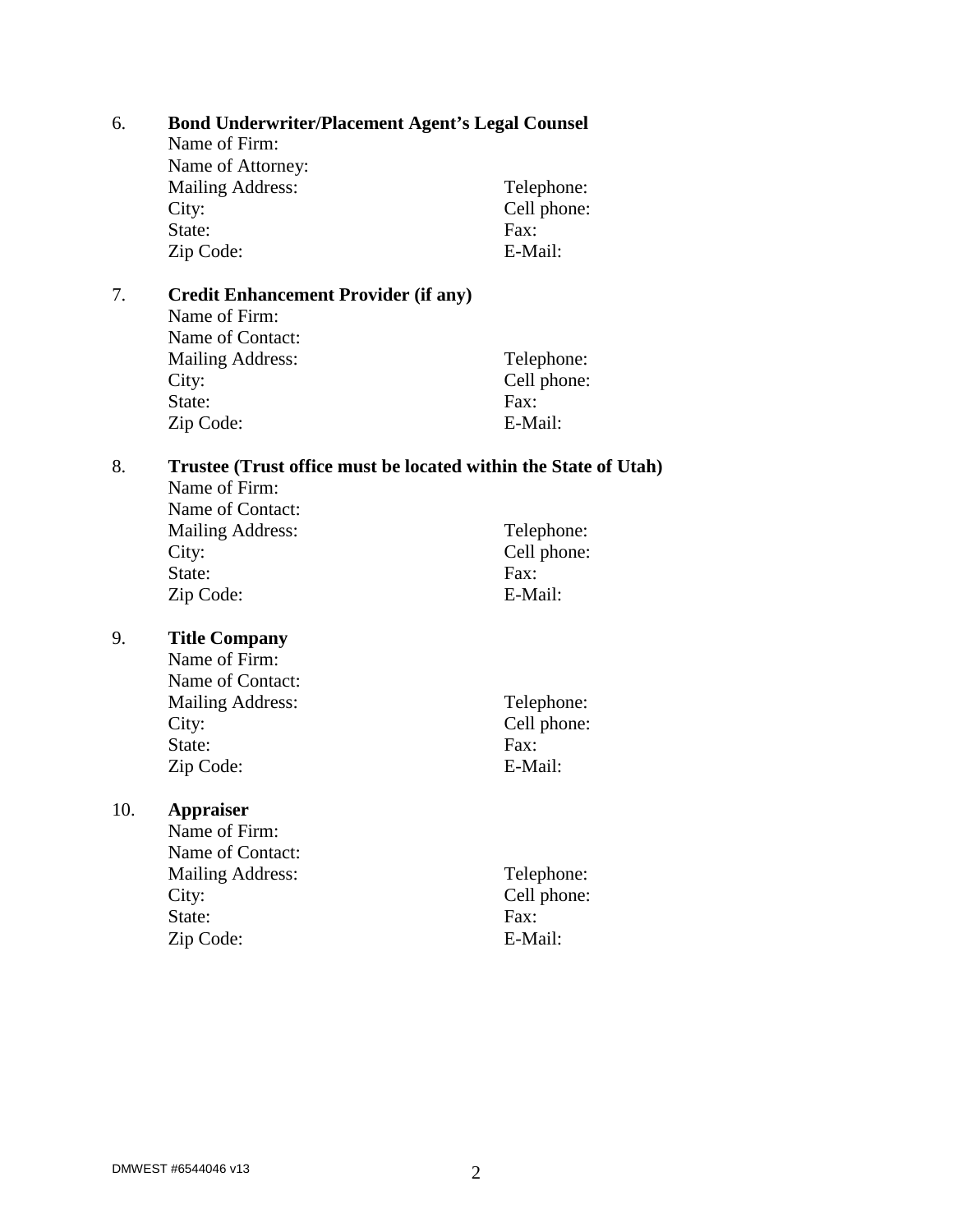6. **Bond Underwriter/Placement Agent's Legal Counsel**

   Name of Firm:
   Name of Attorney:
   Mailing Address: Telephone:
   City: Cell phone:
   State: Fax:
   Zip Code: E-Mail:

7. **Credit Enhancement Provider (if any)**

   Name of Firm:
   Name of Contact:
   Mailing Address: Telephone:
   City: Cell phone:
   State: Fax:
   Zip Code: E-Mail:

8. **Trustee (Trust office must be located within the State of Utah)**

   Name of Firm:
   Name of Contact:
   Mailing Address: Telephone:
   City: Cell phone:
   State: Fax:
   Zip Code: E-Mail:

9. **Title Company**

   Name of Firm:
   Name of Contact:
   Mailing Address: Telephone:
   City: Cell phone:
   State: Fax:
   Zip Code: E-Mail:

10. **Appraiser**

    Name of Firm:
    Name of Contact:
    Mailing Address: Telephone:
    City: Cell phone:
    State: Fax:
    Zip Code: E-Mail:

DMWEST #6544046 v13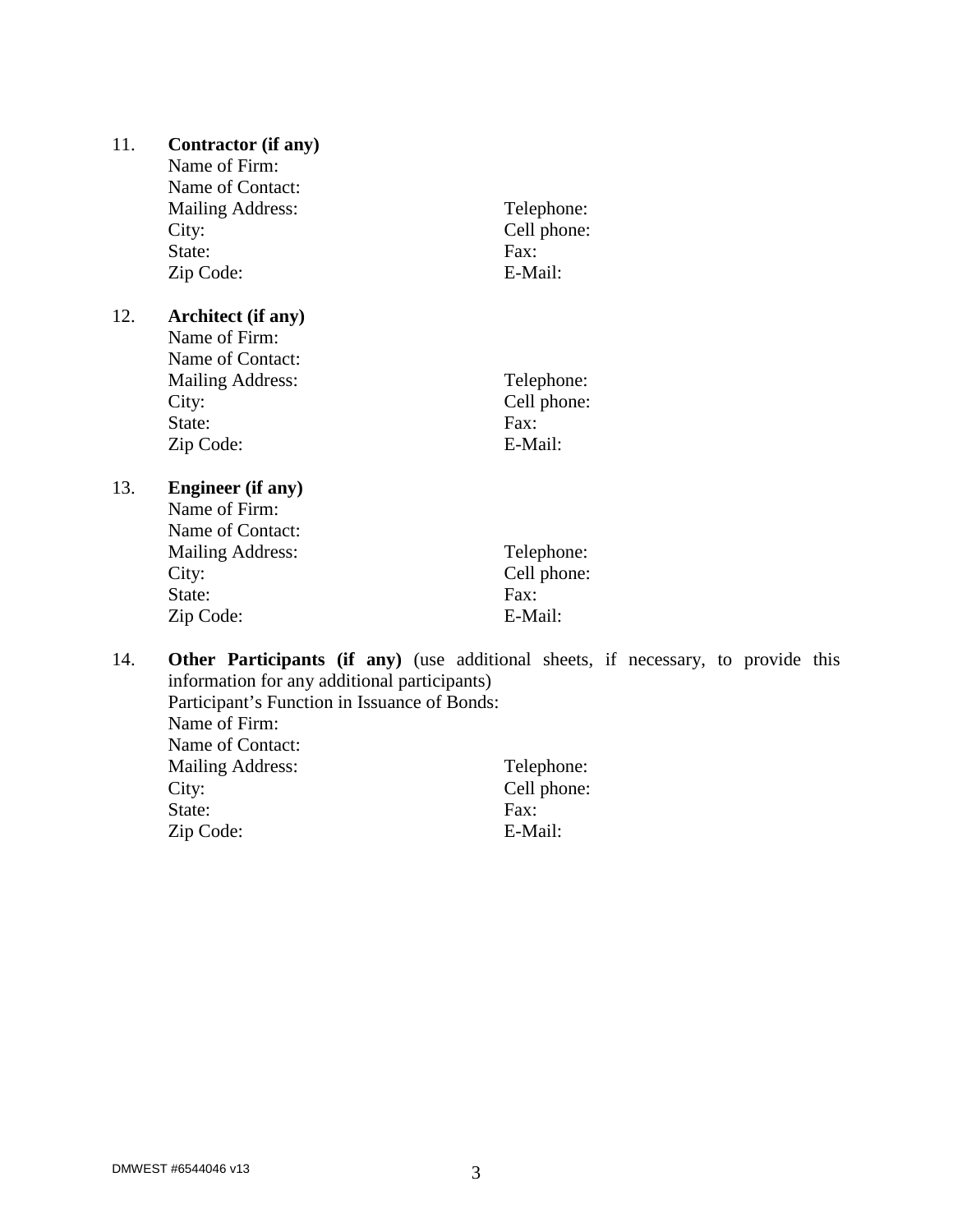11. **Contractor (if any)**
    Name of Firm:
    Name of Contact:
    Mailing Address: Telephone:
    City: Cell phone:
    State: Fax:
    Zip Code: E-Mail:

12. **Architect (if any)**
    Name of Firm:
    Name of Contact:
    Mailing Address: Telephone:
    City: Cell phone:
    State: Fax:
    Zip Code: E-Mail:

13. **Engineer (if any)**
    Name of Firm:
    Name of Contact:
    Mailing Address: Telephone:
    City: Cell phone:
    State: Fax:
    Zip Code: E-Mail:

14. **Other Participants (if any)** (use additional sheets, if necessary, to provide this information for any additional participants)
    Participant's Function in Issuance of Bonds:
    Name of Firm:
    Name of Contact:
    Mailing Address: Telephone:
    City: Cell phone:
    State: Fax:
    Zip Code: E-Mail: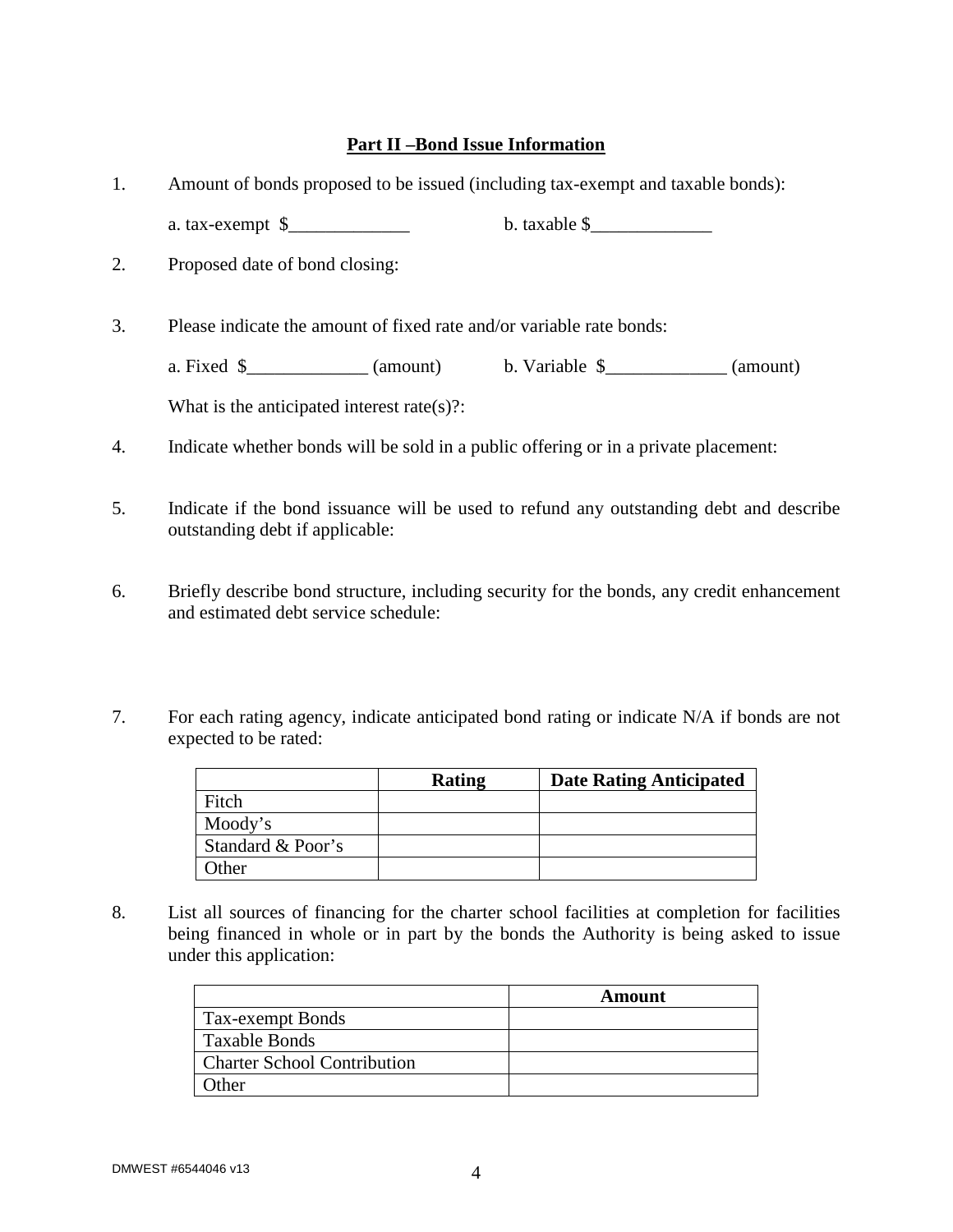## Part II –Bond Issue Information

1. Amount of bonds proposed to be issued (including tax-exempt and taxable bonds):

   a. tax-exempt $_____________   b. taxable $_____________

2. Proposed date of bond closing:

3. Please indicate the amount of fixed rate and/or variable rate bonds:

   a. Fixed $_____________ (amount)   b. Variable $_____________ (amount)

   What is the anticipated interest rate(s)?:

4. Indicate whether bonds will be sold in a public offering or in a private placement:

5. Indicate if the bond issuance will be used to refund any outstanding debt and describe outstanding debt if applicable:

6. Briefly describe bond structure, including security for the bonds, any credit enhancement and estimated debt service schedule:

7. For each rating agency, indicate anticipated bond rating or indicate N/A if bonds are not expected to be rated:

| | Rating | Date Rating Anticipated |
|---|---|---|
| Fitch | | |
| Moody's | | |
| Standard & Poor's | | |
| Other | | |

8. List all sources of financing for the charter school facilities at completion for facilities being financed in whole or in part by the bonds the Authority is being asked to issue under this application:

| | Amount |
|---|---|
| Tax-exempt Bonds | |
| Taxable Bonds | |
| Charter School Contribution | |
| Other | |

DMWEST #6544046 v13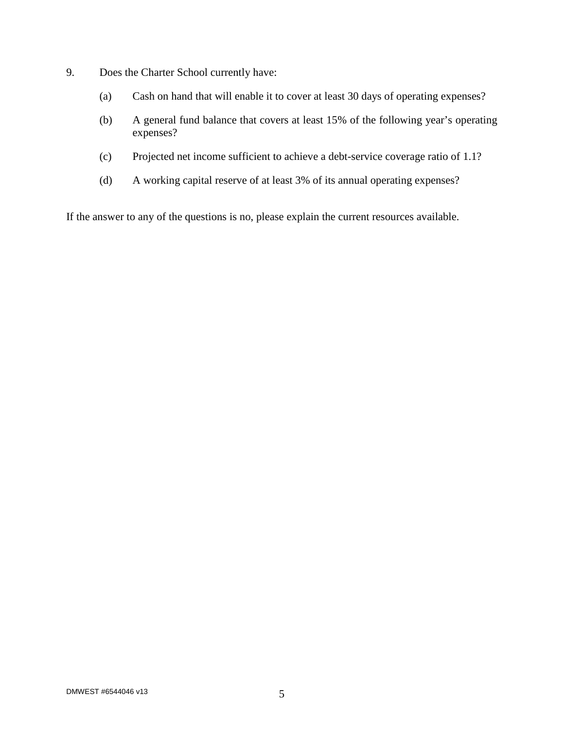9. Does the Charter School currently have:

   (a) Cash on hand that will enable it to cover at least 30 days of operating expenses?

   (b) A general fund balance that covers at least 15% of the following year's operating expenses?

   (c) Projected net income sufficient to achieve a debt-service coverage ratio of 1.1?

   (d) A working capital reserve of at least 3% of its annual operating expenses?

If the answer to any of the questions is no, please explain the current resources available.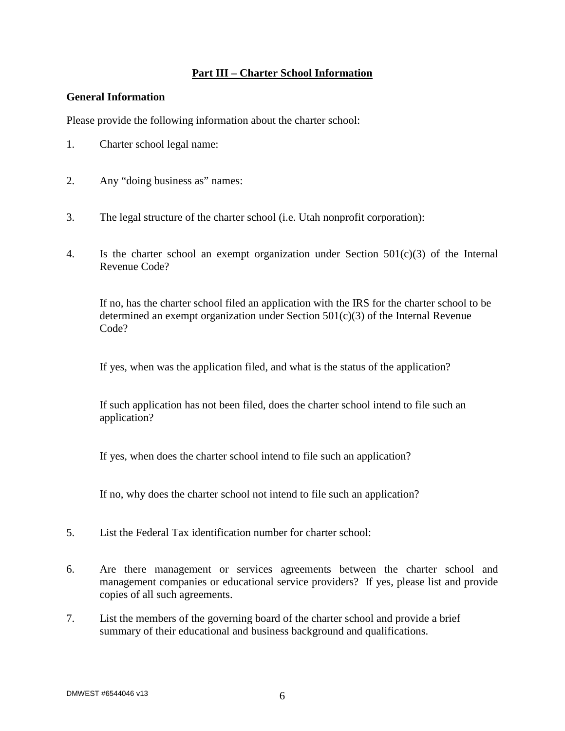## Part III – Charter School Information

### General Information

Please provide the following information about the charter school:

1. Charter school legal name:

2. Any "doing business as" names:

3. The legal structure of the charter school (i.e. Utah nonprofit corporation):

4. Is the charter school an exempt organization under Section 501(c)(3) of the Internal Revenue Code?

   If no, has the charter school filed an application with the IRS for the charter school to be determined an exempt organization under Section 501(c)(3) of the Internal Revenue Code?

   If yes, when was the application filed, and what is the status of the application?

   If such application has not been filed, does the charter school intend to file such an application?

   If yes, when does the charter school intend to file such an application?

   If no, why does the charter school not intend to file such an application?

5. List the Federal Tax identification number for charter school:

6. Are there management or services agreements between the charter school and management companies or educational service providers? If yes, please list and provide copies of all such agreements.

7. List the members of the governing board of the charter school and provide a brief summary of their educational and business background and qualifications.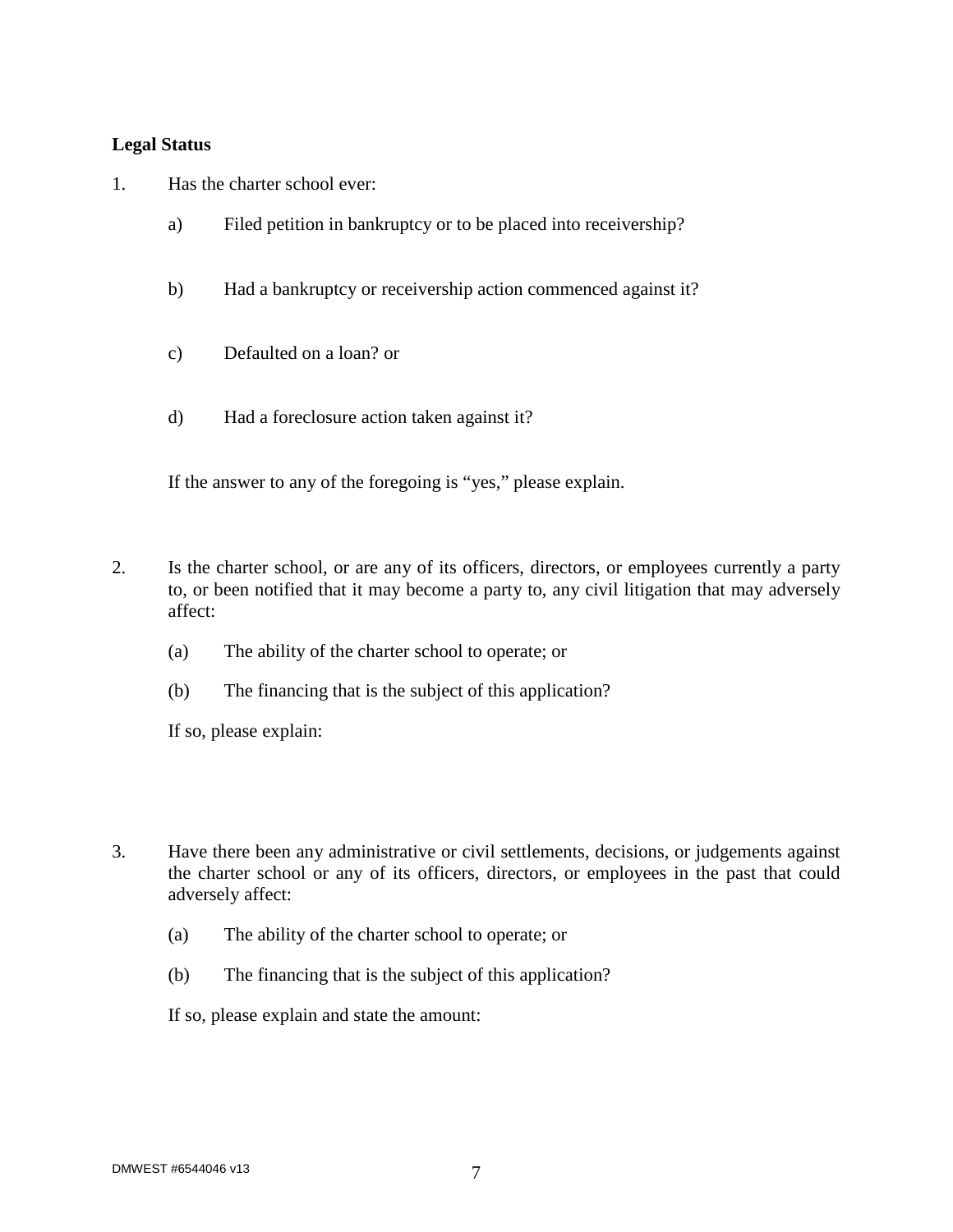**Legal Status**

1. Has the charter school ever:

   a) Filed petition in bankruptcy or to be placed into receivership?

   b) Had a bankruptcy or receivership action commenced against it?

   c) Defaulted on a loan? or

   d) Had a foreclosure action taken against it?

   If the answer to any of the foregoing is "yes," please explain.

2. Is the charter school, or are any of its officers, directors, or employees currently a party to, or been notified that it may become a party to, any civil litigation that may adversely affect:

   (a) The ability of the charter school to operate; or

   (b) The financing that is the subject of this application?

   If so, please explain:

3. Have there been any administrative or civil settlements, decisions, or judgements against the charter school or any of its officers, directors, or employees in the past that could adversely affect:

   (a) The ability of the charter school to operate; or

   (b) The financing that is the subject of this application?

   If so, please explain and state the amount: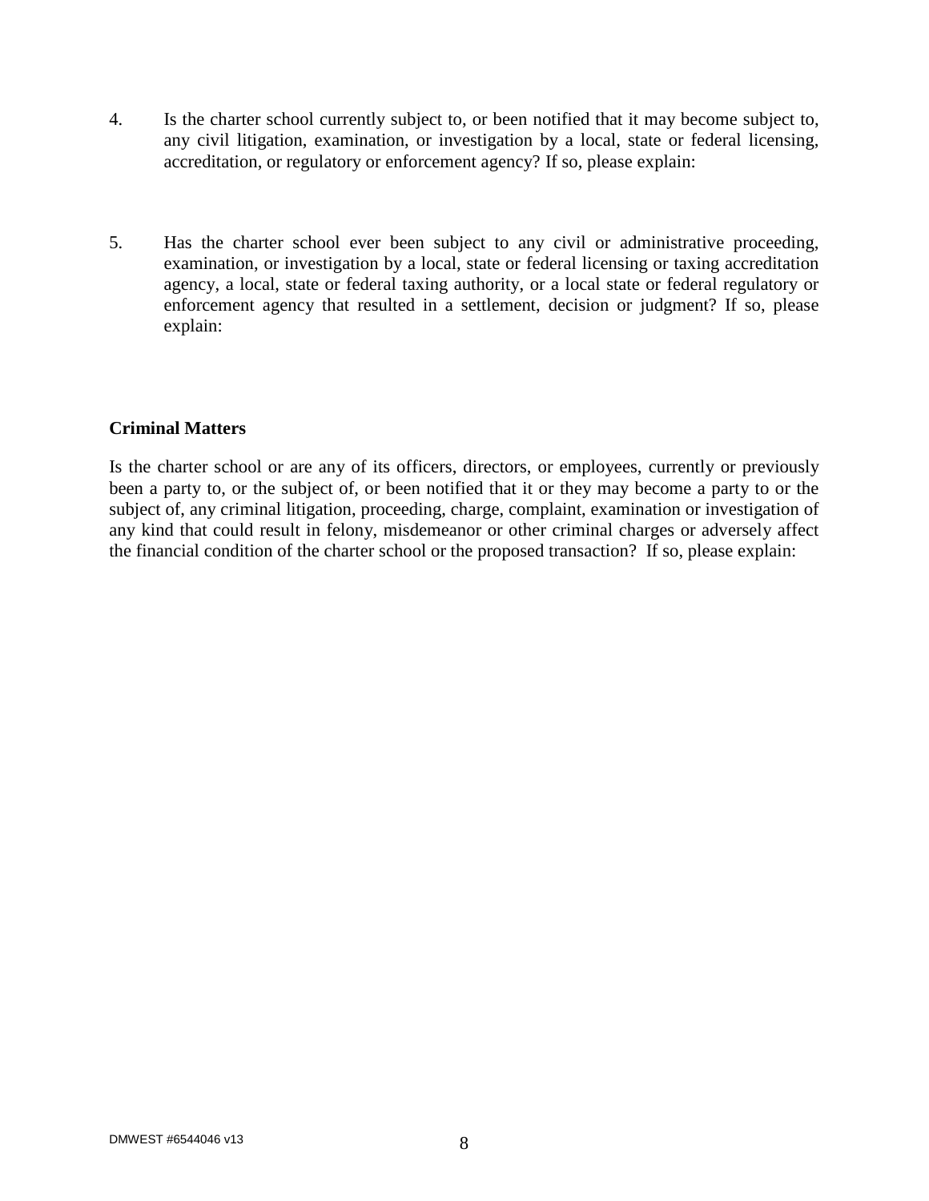4. Is the charter school currently subject to, or been notified that it may become subject to, any civil litigation, examination, or investigation by a local, state or federal licensing, accreditation, or regulatory or enforcement agency? If so, please explain:

5. Has the charter school ever been subject to any civil or administrative proceeding, examination, or investigation by a local, state or federal licensing or taxing accreditation agency, a local, state or federal taxing authority, or a local state or federal regulatory or enforcement agency that resulted in a settlement, decision or judgment? If so, please explain:

**Criminal Matters**

Is the charter school or are any of its officers, directors, or employees, currently or previously been a party to, or the subject of, or been notified that it or they may become a party to or the subject of, any criminal litigation, proceeding, charge, complaint, examination or investigation of any kind that could result in felony, misdemeanor or other criminal charges or adversely affect the financial condition of the charter school or the proposed transaction? If so, please explain: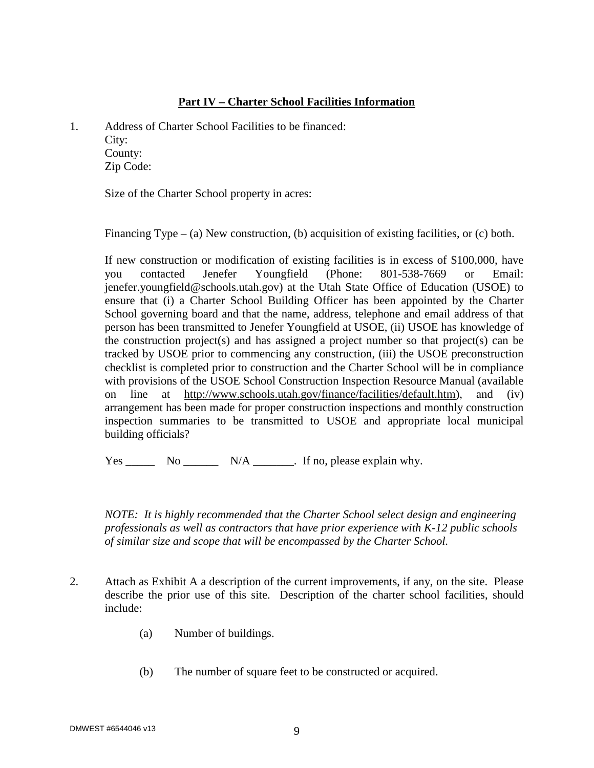**Part IV – Charter School Facilities Information**

1. Address of Charter School Facilities to be financed:
   City:
   County:
   Zip Code:

   Size of the Charter School property in acres:

   Financing Type – (a) New construction, (b) acquisition of existing facilities, or (c) both.

   If new construction or modification of existing facilities is in excess of $100,000, have you contacted Jenefer Youngfield (Phone: 801-538-7669 or Email: jenefer.youngfield@schools.utah.gov) at the Utah State Office of Education (USOE) to ensure that (i) a Charter School Building Officer has been appointed by the Charter School governing board and that the name, address, telephone and email address of that person has been transmitted to Jenefer Youngfield at USOE, (ii) USOE has knowledge of the construction project(s) and has assigned a project number so that project(s) can be tracked by USOE prior to commencing any construction, (iii) the USOE preconstruction checklist is completed prior to construction and the Charter School will be in compliance with provisions of the USOE School Construction Inspection Resource Manual (available on line at http://www.schools.utah.gov/finance/facilities/default.htm), and (iv) arrangement has been made for proper construction inspections and monthly construction inspection summaries to be transmitted to USOE and appropriate local municipal building officials?

   Yes _____ No ______ N/A _______. If no, please explain why.

   *NOTE: It is highly recommended that the Charter School select design and engineering professionals as well as contractors that have prior experience with K-12 public schools of similar size and scope that will be encompassed by the Charter School.*

2. Attach as Exhibit A a description of the current improvements, if any, on the site. Please describe the prior use of this site. Description of the charter school facilities, should include:

   (a) Number of buildings.

   (b) The number of square feet to be constructed or acquired.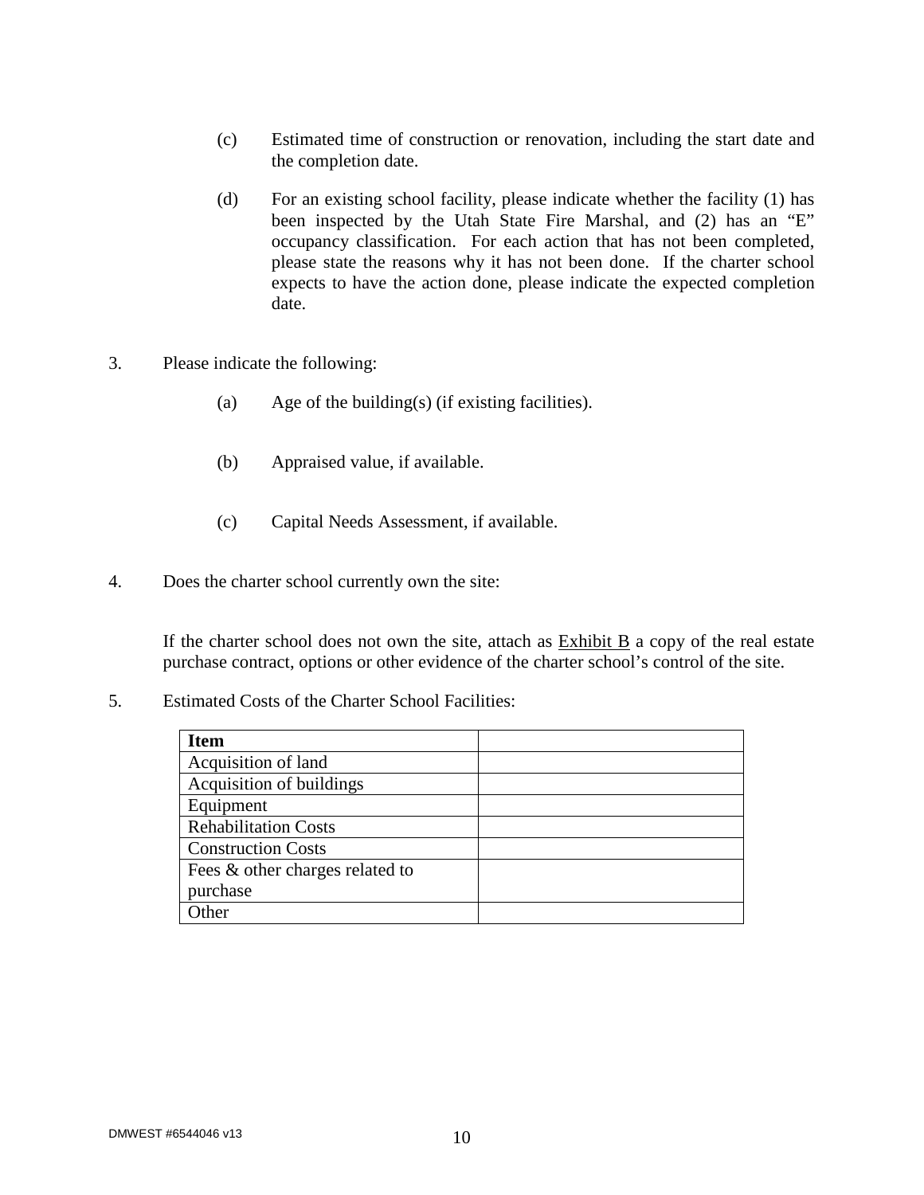(c) Estimated time of construction or renovation, including the start date and the completion date.

(d) For an existing school facility, please indicate whether the facility (1) has been inspected by the Utah State Fire Marshal, and (2) has an "E" occupancy classification. For each action that has not been completed, please state the reasons why it has not been done. If the charter school expects to have the action done, please indicate the expected completion date.

3. Please indicate the following:

   (a) Age of the building(s) (if existing facilities).

   (b) Appraised value, if available.

   (c) Capital Needs Assessment, if available.

4. Does the charter school currently own the site:

   If the charter school does not own the site, attach as Exhibit B a copy of the real estate purchase contract, options or other evidence of the charter school's control of the site.

5. Estimated Costs of the Charter School Facilities:

| **Item** | |
|---|---|
| Acquisition of land | |
| Acquisition of buildings | |
| Equipment | |
| Rehabilitation Costs | |
| Construction Costs | |
| Fees & other charges related to purchase | |
| Other | |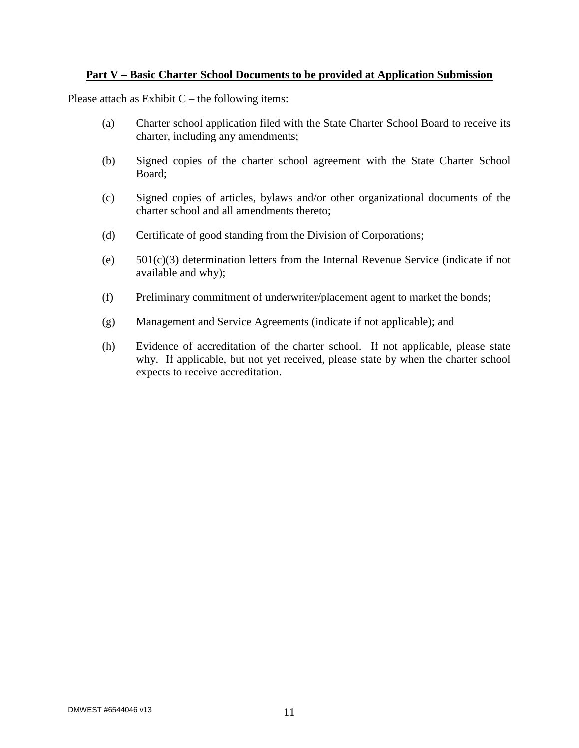## **Part V – Basic Charter School Documents to be provided at Application Submission**

Please attach as Exhibit C – the following items:

(a) Charter school application filed with the State Charter School Board to receive its charter, including any amendments;

(b) Signed copies of the charter school agreement with the State Charter School Board;

(c) Signed copies of articles, bylaws and/or other organizational documents of the charter school and all amendments thereto;

(d) Certificate of good standing from the Division of Corporations;

(e) 501(c)(3) determination letters from the Internal Revenue Service (indicate if not available and why);

(f) Preliminary commitment of underwriter/placement agent to market the bonds;

(g) Management and Service Agreements (indicate if not applicable); and

(h) Evidence of accreditation of the charter school. If not applicable, please state why. If applicable, but not yet received, please state by when the charter school expects to receive accreditation.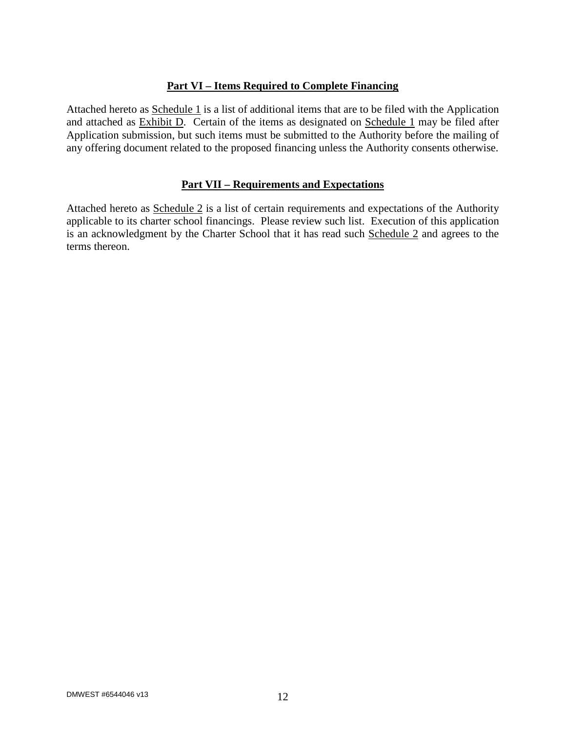## Part VI – Items Required to Complete Financing

Attached hereto as Schedule 1 is a list of additional items that are to be filed with the Application and attached as Exhibit D. Certain of the items as designated on Schedule 1 may be filed after Application submission, but such items must be submitted to the Authority before the mailing of any offering document related to the proposed financing unless the Authority consents otherwise.

## Part VII – Requirements and Expectations

Attached hereto as Schedule 2 is a list of certain requirements and expectations of the Authority applicable to its charter school financings. Please review such list. Execution of this application is an acknowledgment by the Charter School that it has read such Schedule 2 and agrees to the terms thereon.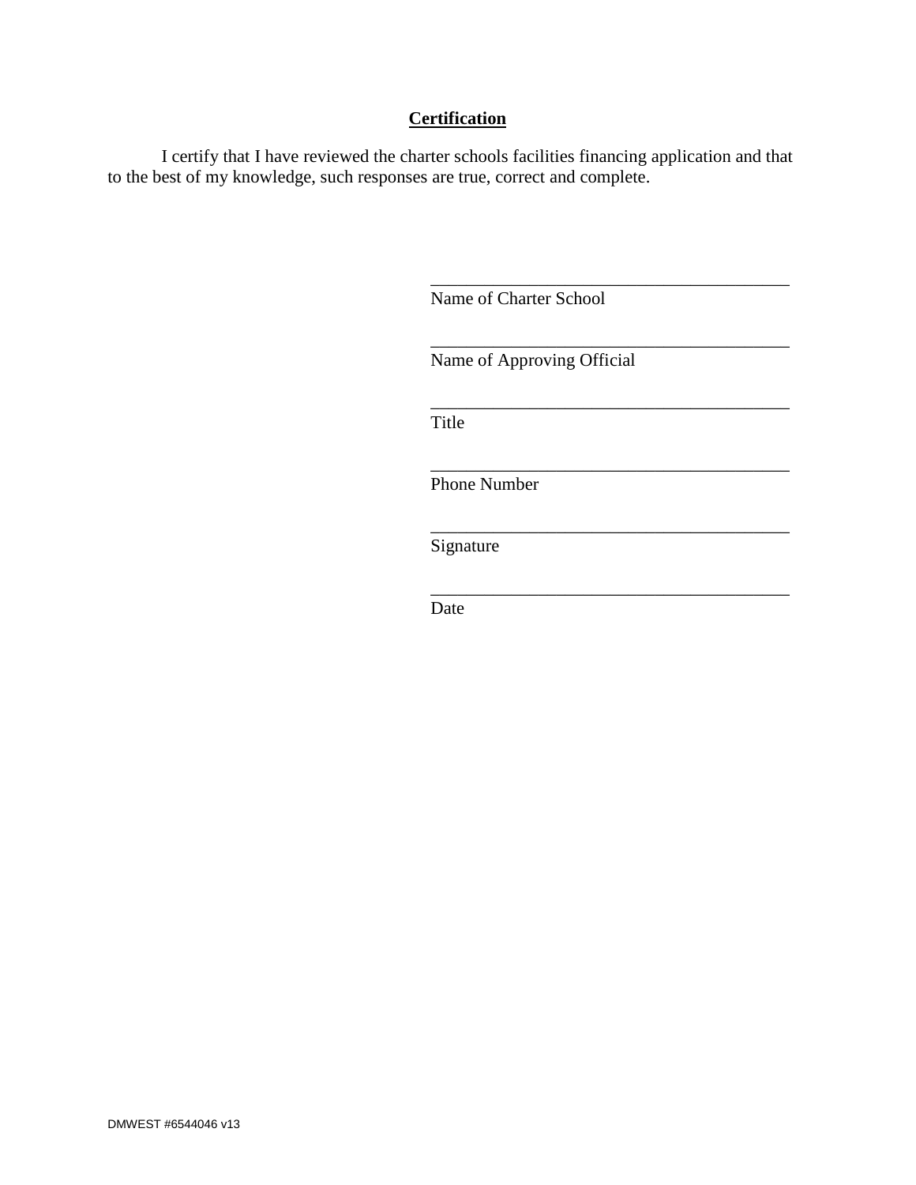**Certification**

I certify that I have reviewed the charter schools facilities financing application and that to the best of my knowledge, such responses are true, correct and complete.

\_\_\_\_\_\_\_\_\_\_\_\_\_\_\_\_\_\_\_\_\_\_\_\_\_\_\_\_\_\_\_\_\_\_\_\_\_\_\_\_
Name of Charter School

\_\_\_\_\_\_\_\_\_\_\_\_\_\_\_\_\_\_\_\_\_\_\_\_\_\_\_\_\_\_\_\_\_\_\_\_\_\_\_\_
Name of Approving Official

\_\_\_\_\_\_\_\_\_\_\_\_\_\_\_\_\_\_\_\_\_\_\_\_\_\_\_\_\_\_\_\_\_\_\_\_\_\_\_\_
Title

\_\_\_\_\_\_\_\_\_\_\_\_\_\_\_\_\_\_\_\_\_\_\_\_\_\_\_\_\_\_\_\_\_\_\_\_\_\_\_\_
Phone Number

\_\_\_\_\_\_\_\_\_\_\_\_\_\_\_\_\_\_\_\_\_\_\_\_\_\_\_\_\_\_\_\_\_\_\_\_\_\_\_\_
Signature

\_\_\_\_\_\_\_\_\_\_\_\_\_\_\_\_\_\_\_\_\_\_\_\_\_\_\_\_\_\_\_\_\_\_\_\_\_\_\_\_
Date

DMWEST #6544046 v13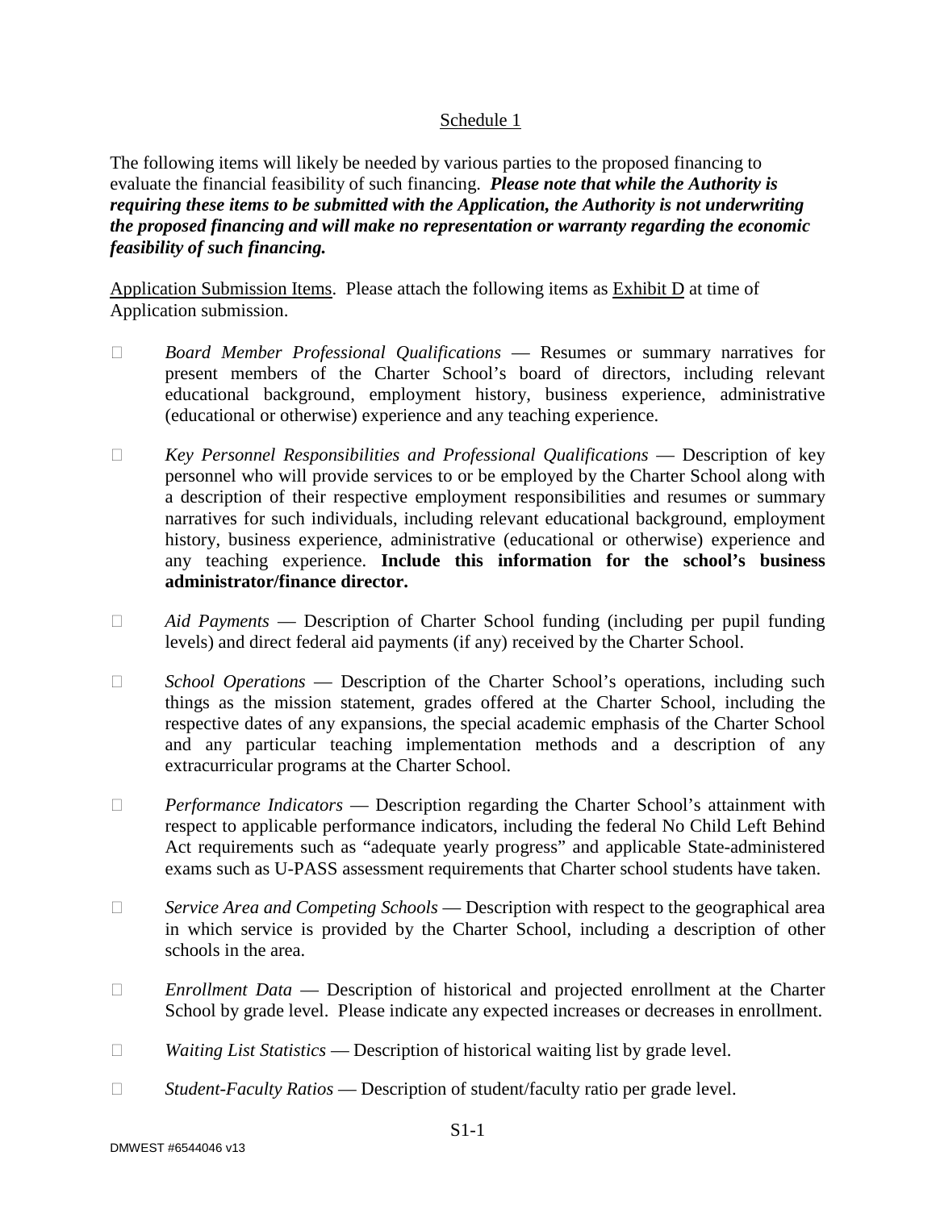Schedule 1

The following items will likely be needed by various parties to the proposed financing to evaluate the financial feasibility of such financing. ***Please note that while the Authority is requiring these items to be submitted with the Application, the Authority is not underwriting the proposed financing and will make no representation or warranty regarding the economic feasibility of such financing.***

Application Submission Items. Please attach the following items as Exhibit D at time of Application submission.

- *Board Member Professional Qualifications* — Resumes or summary narratives for present members of the Charter School's board of directors, including relevant educational background, employment history, business experience, administrative (educational or otherwise) experience and any teaching experience.

- *Key Personnel Responsibilities and Professional Qualifications* — Description of key personnel who will provide services to or be employed by the Charter School along with a description of their respective employment responsibilities and resumes or summary narratives for such individuals, including relevant educational background, employment history, business experience, administrative (educational or otherwise) experience and any teaching experience. **Include this information for the school's business administrator/finance director.**

- *Aid Payments* — Description of Charter School funding (including per pupil funding levels) and direct federal aid payments (if any) received by the Charter School.

- *School Operations* — Description of the Charter School's operations, including such things as the mission statement, grades offered at the Charter School, including the respective dates of any expansions, the special academic emphasis of the Charter School and any particular teaching implementation methods and a description of any extracurricular programs at the Charter School.

- *Performance Indicators* — Description regarding the Charter School's attainment with respect to applicable performance indicators, including the federal No Child Left Behind Act requirements such as "adequate yearly progress" and applicable State-administered exams such as U-PASS assessment requirements that Charter school students have taken.

- *Service Area and Competing Schools* — Description with respect to the geographical area in which service is provided by the Charter School, including a description of other schools in the area.

- *Enrollment Data* — Description of historical and projected enrollment at the Charter School by grade level. Please indicate any expected increases or decreases in enrollment.

- *Waiting List Statistics* — Description of historical waiting list by grade level.

- *Student-Faculty Ratios* — Description of student/faculty ratio per grade level.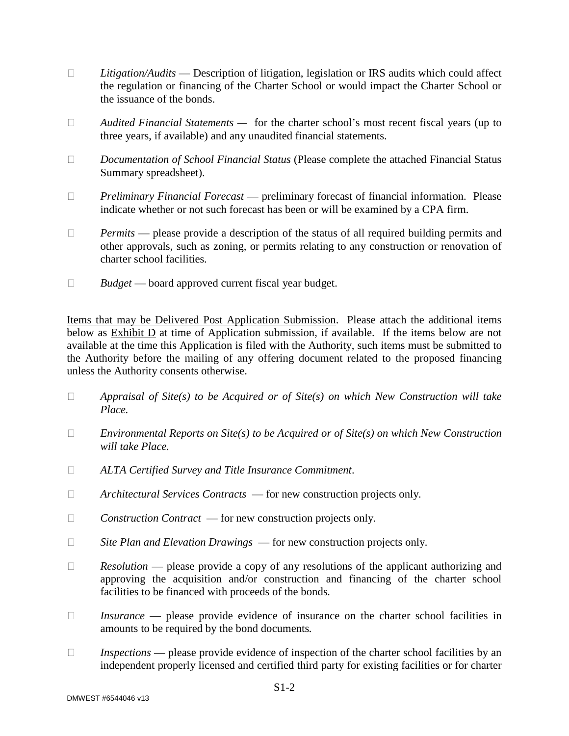- *Litigation/Audits* — Description of litigation, legislation or IRS audits which could affect the regulation or financing of the Charter School or would impact the Charter School or the issuance of the bonds.

- *Audited Financial Statements* — for the charter school's most recent fiscal years (up to three years, if available) and any unaudited financial statements.

- *Documentation of School Financial Status* (Please complete the attached Financial Status Summary spreadsheet).

- *Preliminary Financial Forecast* — preliminary forecast of financial information. Please indicate whether or not such forecast has been or will be examined by a CPA firm.

- *Permits* — please provide a description of the status of all required building permits and other approvals, such as zoning, or permits relating to any construction or renovation of charter school facilities.

- *Budget* — board approved current fiscal year budget.

<u>Items that may be Delivered Post Application Submission</u>. Please attach the additional items below as <u>Exhibit D</u> at time of Application submission, if available. If the items below are not available at the time this Application is filed with the Authority, such items must be submitted to the Authority before the mailing of any offering document related to the proposed financing unless the Authority consents otherwise.

- *Appraisal of Site(s) to be Acquired or of Site(s) on which New Construction will take Place.*

- *Environmental Reports on Site(s) to be Acquired or of Site(s) on which New Construction will take Place.*

- *ALTA Certified Survey and Title Insurance Commitment*.

- *Architectural Services Contracts* — for new construction projects only.

- *Construction Contract* — for new construction projects only.

- *Site Plan and Elevation Drawings* — for new construction projects only.

- *Resolution* — please provide a copy of any resolutions of the applicant authorizing and approving the acquisition and/or construction and financing of the charter school facilities to be financed with proceeds of the bonds.

- *Insurance* — please provide evidence of insurance on the charter school facilities in amounts to be required by the bond documents.

- *Inspections* — please provide evidence of inspection of the charter school facilities by an independent properly licensed and certified third party for existing facilities or for charter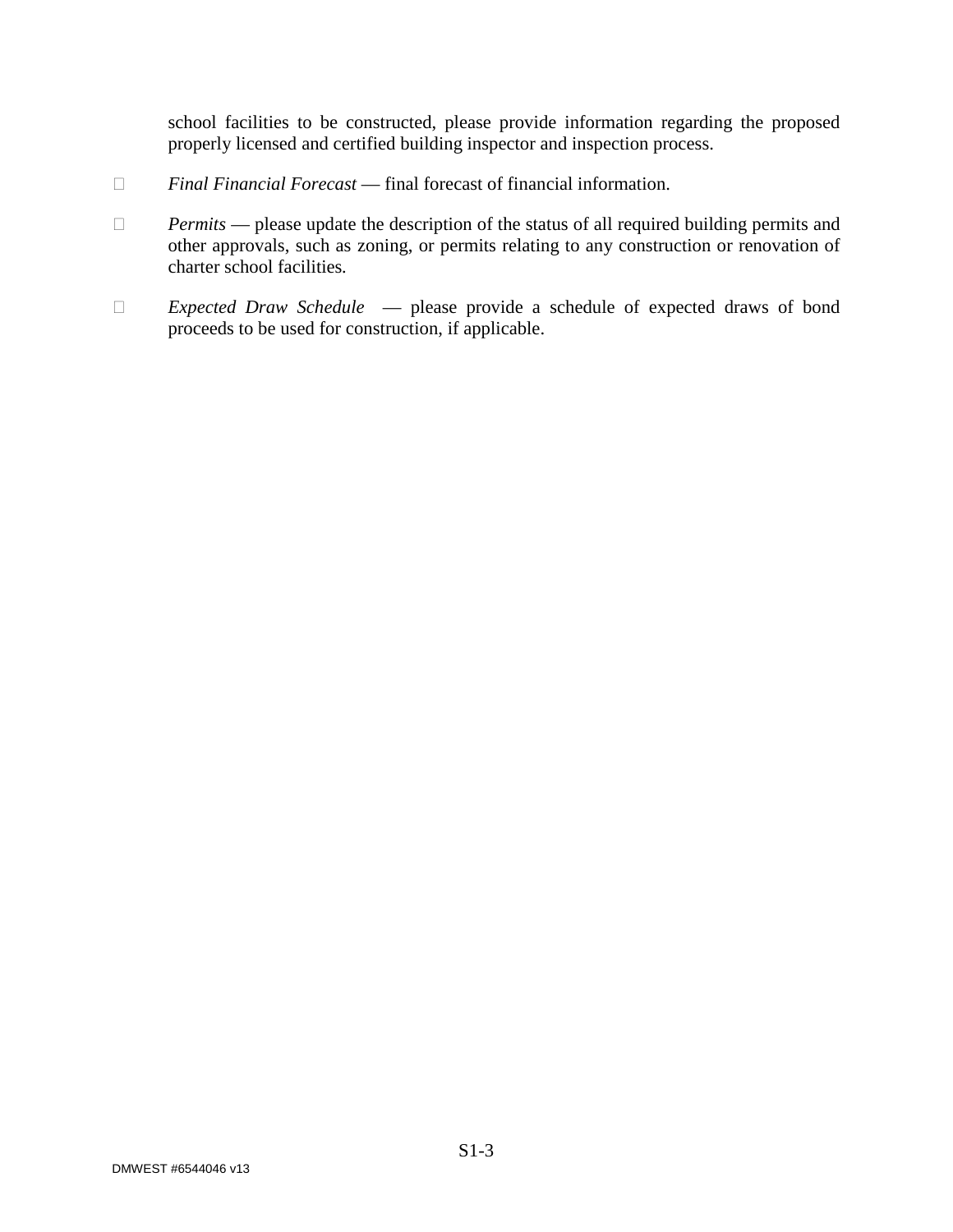school facilities to be constructed, please provide information regarding the proposed properly licensed and certified building inspector and inspection process.

- *Final Financial Forecast* — final forecast of financial information.

- *Permits* — please update the description of the status of all required building permits and other approvals, such as zoning, or permits relating to any construction or renovation of charter school facilities.

- *Expected Draw Schedule* — please provide a schedule of expected draws of bond proceeds to be used for construction, if applicable.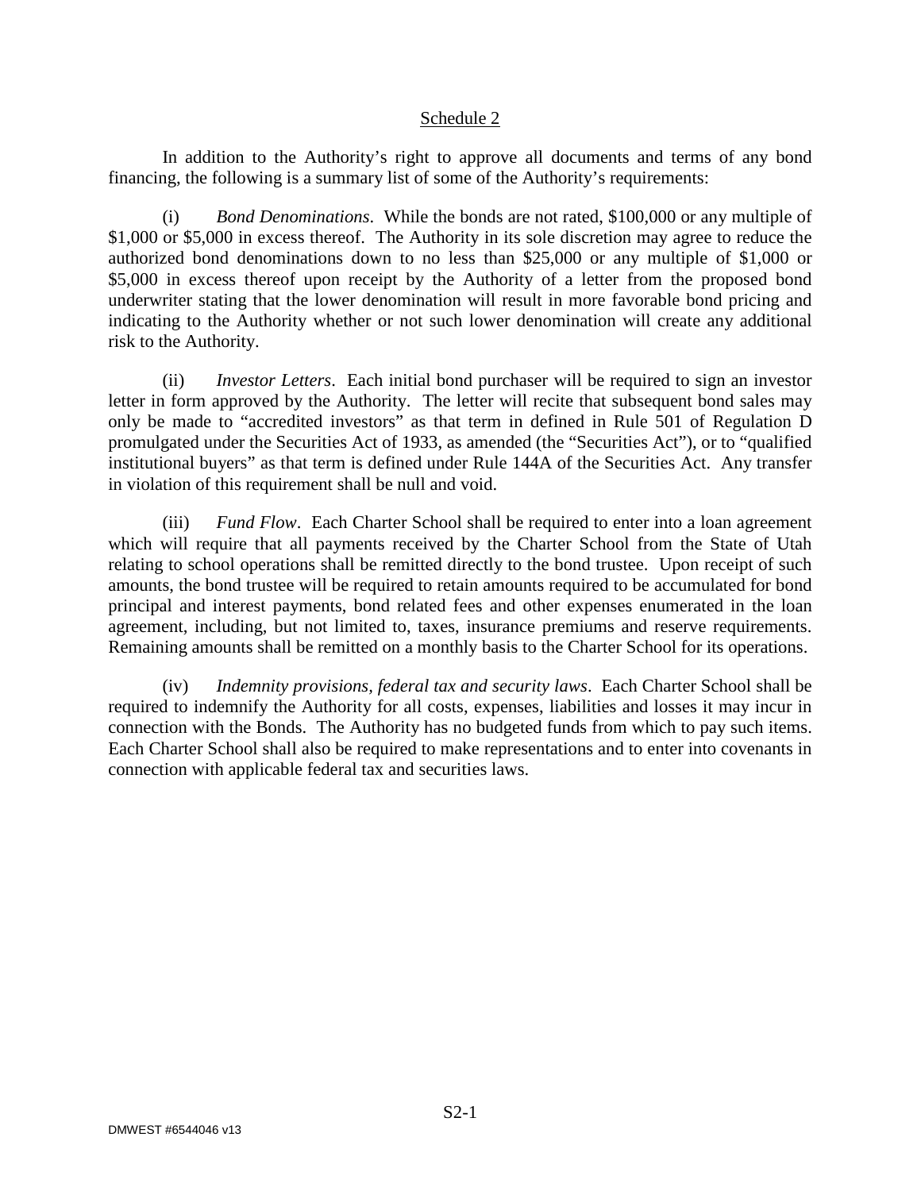## Schedule 2

In addition to the Authority's right to approve all documents and terms of any bond financing, the following is a summary list of some of the Authority's requirements:

(i) *Bond Denominations*. While the bonds are not rated, \$100,000 or any multiple of \$1,000 or \$5,000 in excess thereof. The Authority in its sole discretion may agree to reduce the authorized bond denominations down to no less than \$25,000 or any multiple of \$1,000 or \$5,000 in excess thereof upon receipt by the Authority of a letter from the proposed bond underwriter stating that the lower denomination will result in more favorable bond pricing and indicating to the Authority whether or not such lower denomination will create any additional risk to the Authority.

(ii) *Investor Letters*. Each initial bond purchaser will be required to sign an investor letter in form approved by the Authority. The letter will recite that subsequent bond sales may only be made to "accredited investors" as that term in defined in Rule 501 of Regulation D promulgated under the Securities Act of 1933, as amended (the "Securities Act"), or to "qualified institutional buyers" as that term is defined under Rule 144A of the Securities Act. Any transfer in violation of this requirement shall be null and void.

(iii) *Fund Flow*. Each Charter School shall be required to enter into a loan agreement which will require that all payments received by the Charter School from the State of Utah relating to school operations shall be remitted directly to the bond trustee. Upon receipt of such amounts, the bond trustee will be required to retain amounts required to be accumulated for bond principal and interest payments, bond related fees and other expenses enumerated in the loan agreement, including, but not limited to, taxes, insurance premiums and reserve requirements. Remaining amounts shall be remitted on a monthly basis to the Charter School for its operations.

(iv) *Indemnity provisions, federal tax and security laws*. Each Charter School shall be required to indemnify the Authority for all costs, expenses, liabilities and losses it may incur in connection with the Bonds. The Authority has no budgeted funds from which to pay such items. Each Charter School shall also be required to make representations and to enter into covenants in connection with applicable federal tax and securities laws.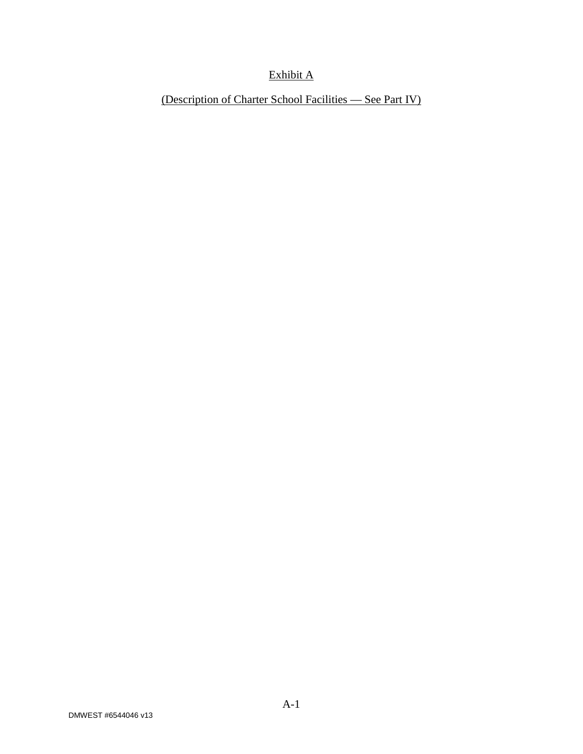Exhibit A

(Description of Charter School Facilities — See Part IV)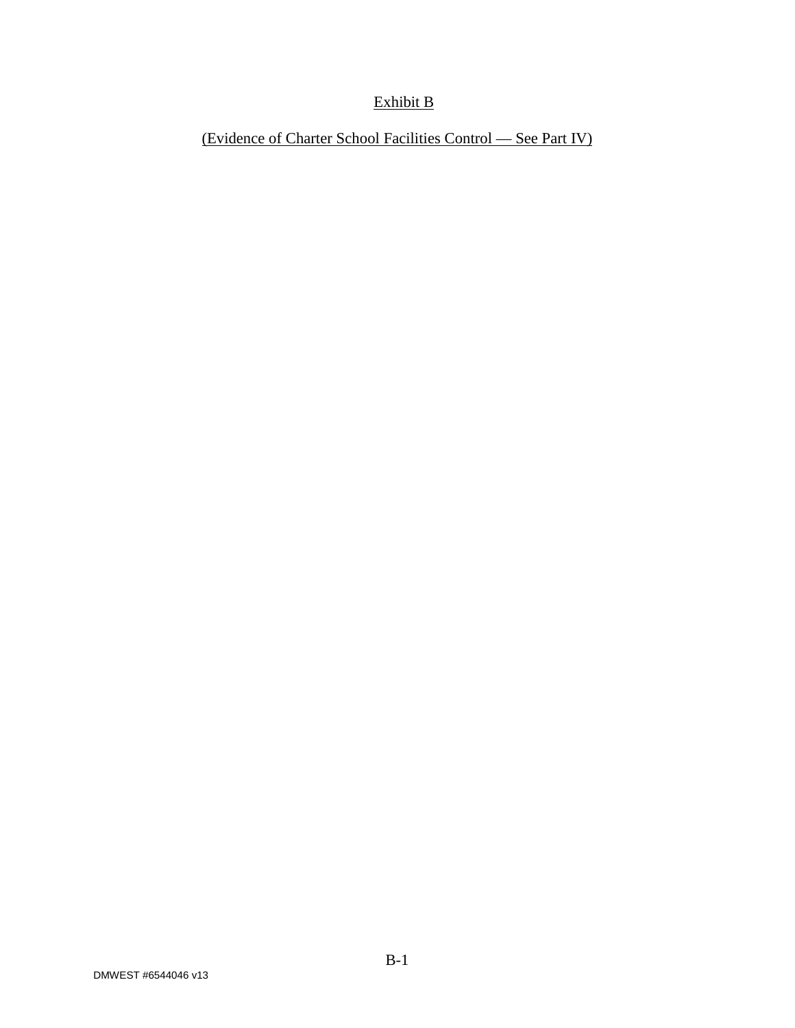# Exhibit B

## (Evidence of Charter School Facilities Control — See Part IV)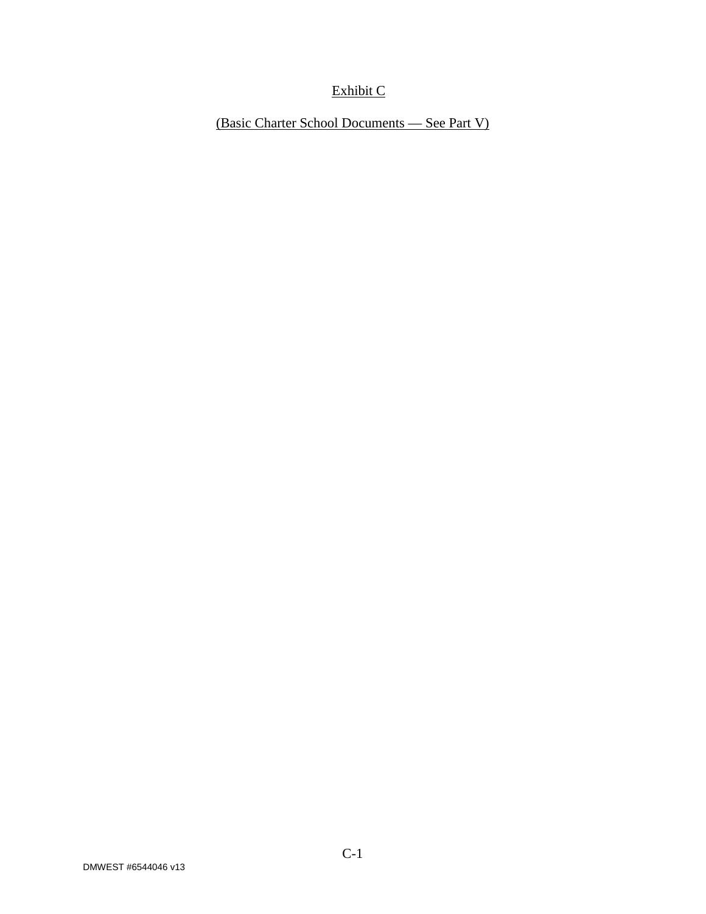Exhibit C

(Basic Charter School Documents — See Part V)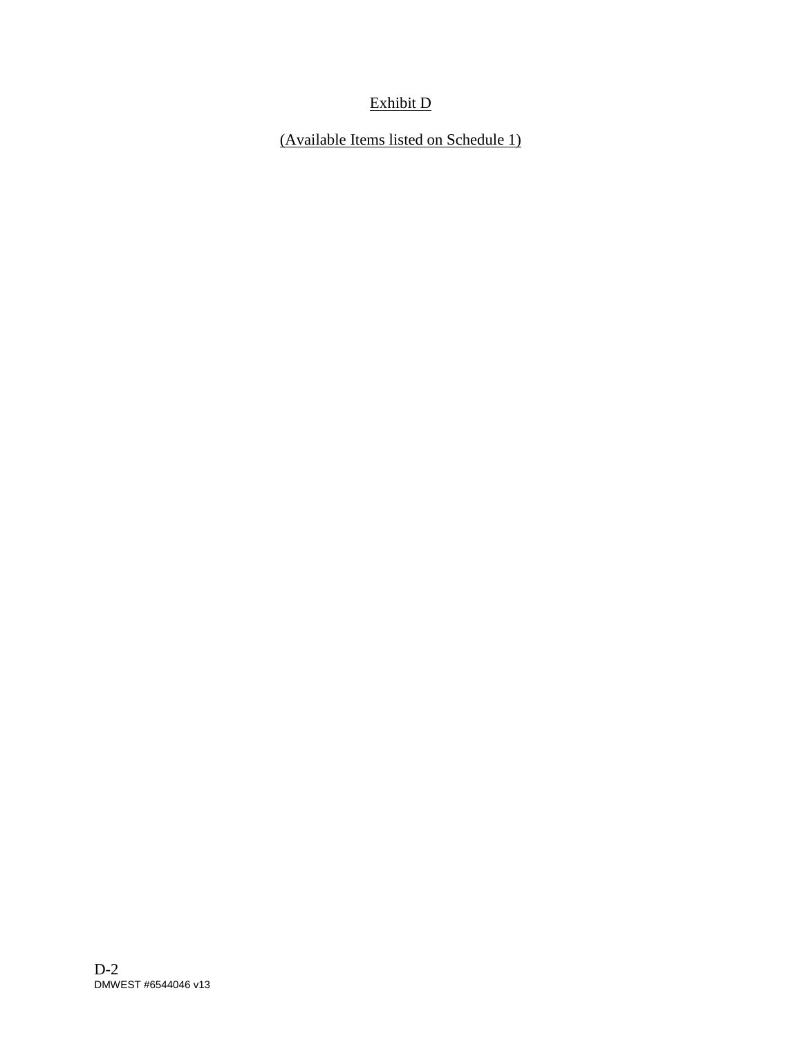Exhibit D

(Available Items listed on Schedule 1)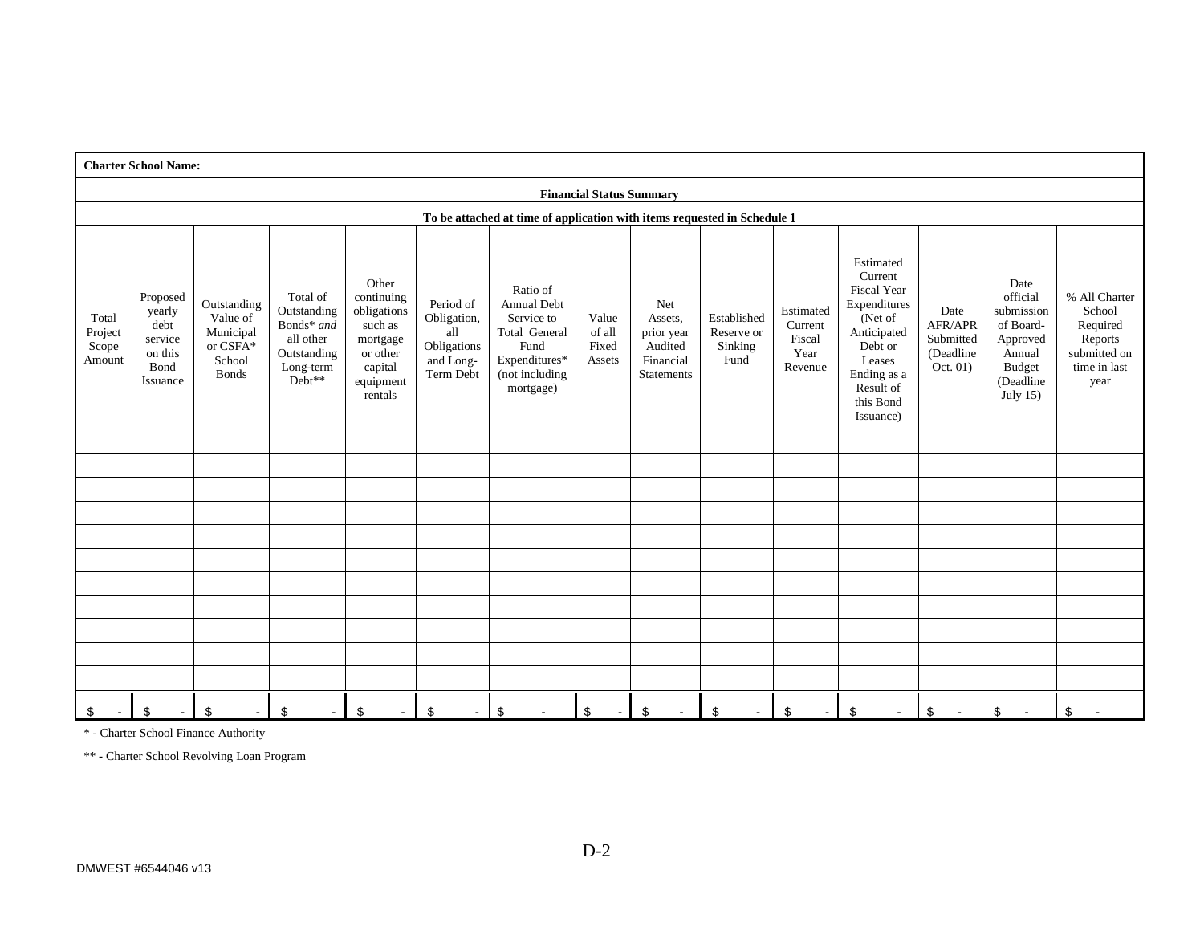| **Charter School Name:** | | | | | | | | | | | | | | | |
|---|---|---|---|---|---|---|---|---|---|---|---|---|---|---|---|
| **Financial Status Summary** | | | | | | | | | | | | | | | |
| **To be attached at time of application with items requested in Schedule 1** | | | | | | | | | | | | | | | |
| Total Project Scope Amount | Proposed yearly debt service on this Bond Issuance | Outstanding Value of Municipal or CSFA* School Bonds | Total of Outstanding Bonds* *and* all other Outstanding Long-term Debt** | Other continuing obligations such as mortgage or other capital equipment rentals | Period of Obligation, all Obligations and Long-Term Debt | Ratio of Annual Debt Service to Total General Fund Expenditures* (not including mortgage) | Value of all Fixed Assets | Net Assets, prior year Audited Financial Statements | Established Reserve or Sinking Fund | Estimated Current Fiscal Year Revenue | Estimated Current Fiscal Year Expenditures (Net of Anticipated Debt or Leases Ending as a Result of this Bond Issuance) | Date AFR/APR Submitted (Deadline Oct. 01) | Date official submission of Board-Approved Annual Budget (Deadline July 15) | % All Charter School Required Reports submitted on time in last year |
| | | | | | | | | | | | | | | |
| | | | | | | | | | | | | | | |
| | | | | | | | | | | | | | | |
| | | | | | | | | | | | | | | |
| | | | | | | | | | | | | | | |
| | | | | | | | | | | | | | | |
| | | | | | | | | | | | | | | |
| | | | | | | | | | | | | | | |
| | | | | | | | | | | | | | | |
| | | | | | | | | | | | | | | |
| $ - | $ - | $ - | $ - | $ - | $ - | $ - | $ - | $ - | $ - | $ - | $ - | $ - | $ - | $ - |

\* - Charter School Finance Authority

\*\* - Charter School Revolving Loan Program

DMWEST #6544046 v13